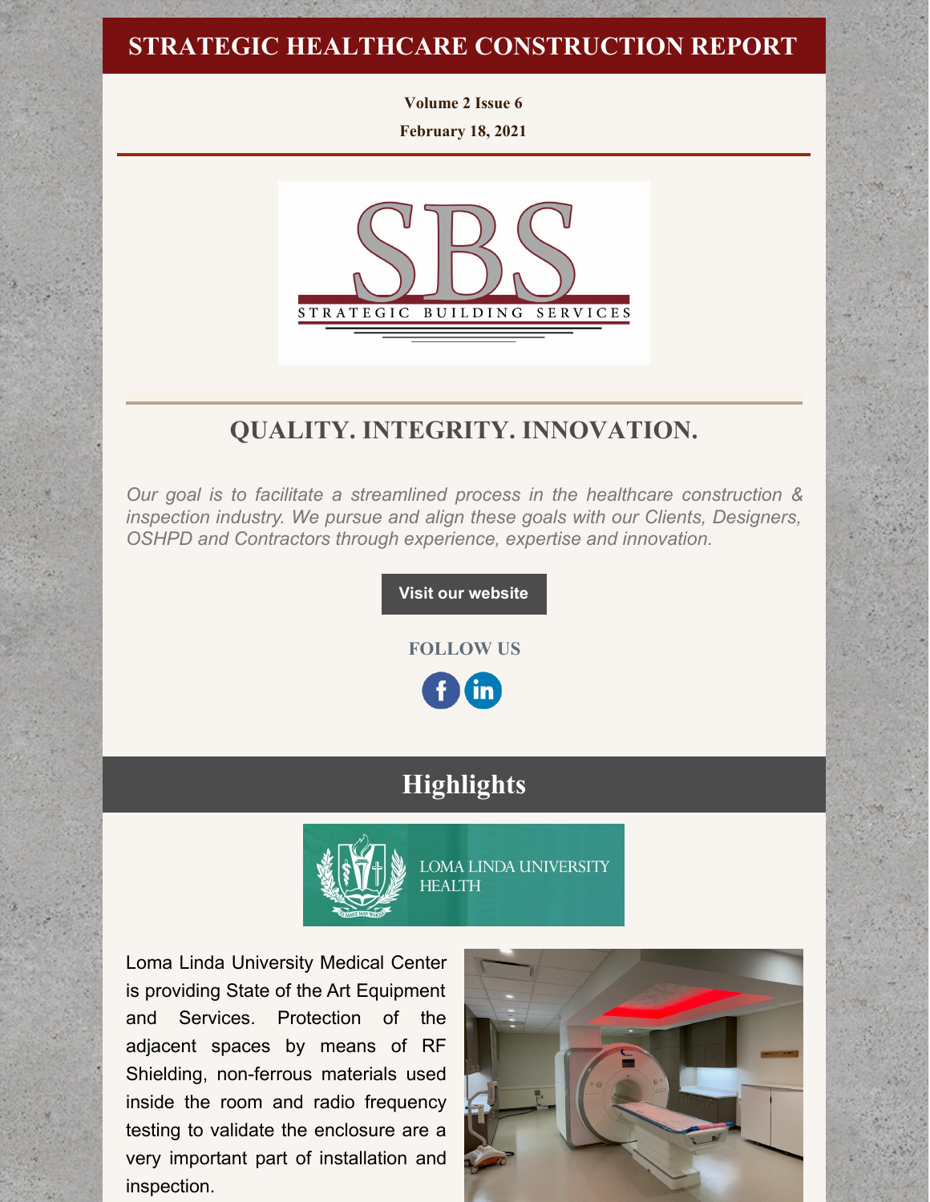# STRATEGIC HEALTHCARE CONSTRUCTION REPORT

**Volume 2 Issue 6**

**February 18, 2021**

SBS
STRATEGIC BUILDING SERVICES

## QUALITY. INTEGRITY. INNOVATION.

*Our goal is to facilitate a streamlined process in the healthcare construction & inspection industry. We pursue and align these goals with our Clients, Designers, OSHPD and Contractors through experience, expertise and innovation.*

**Visit our website**

**FOLLOW US**

## Highlights

LOMA LINDA UNIVERSITY HEALTH

Loma Linda University Medical Center is providing State of the Art Equipment and Services. Protection of the adjacent spaces by means of RF Shielding, non-ferrous materials used inside the room and radio frequency testing to validate the enclosure are a very important part of installation and inspection.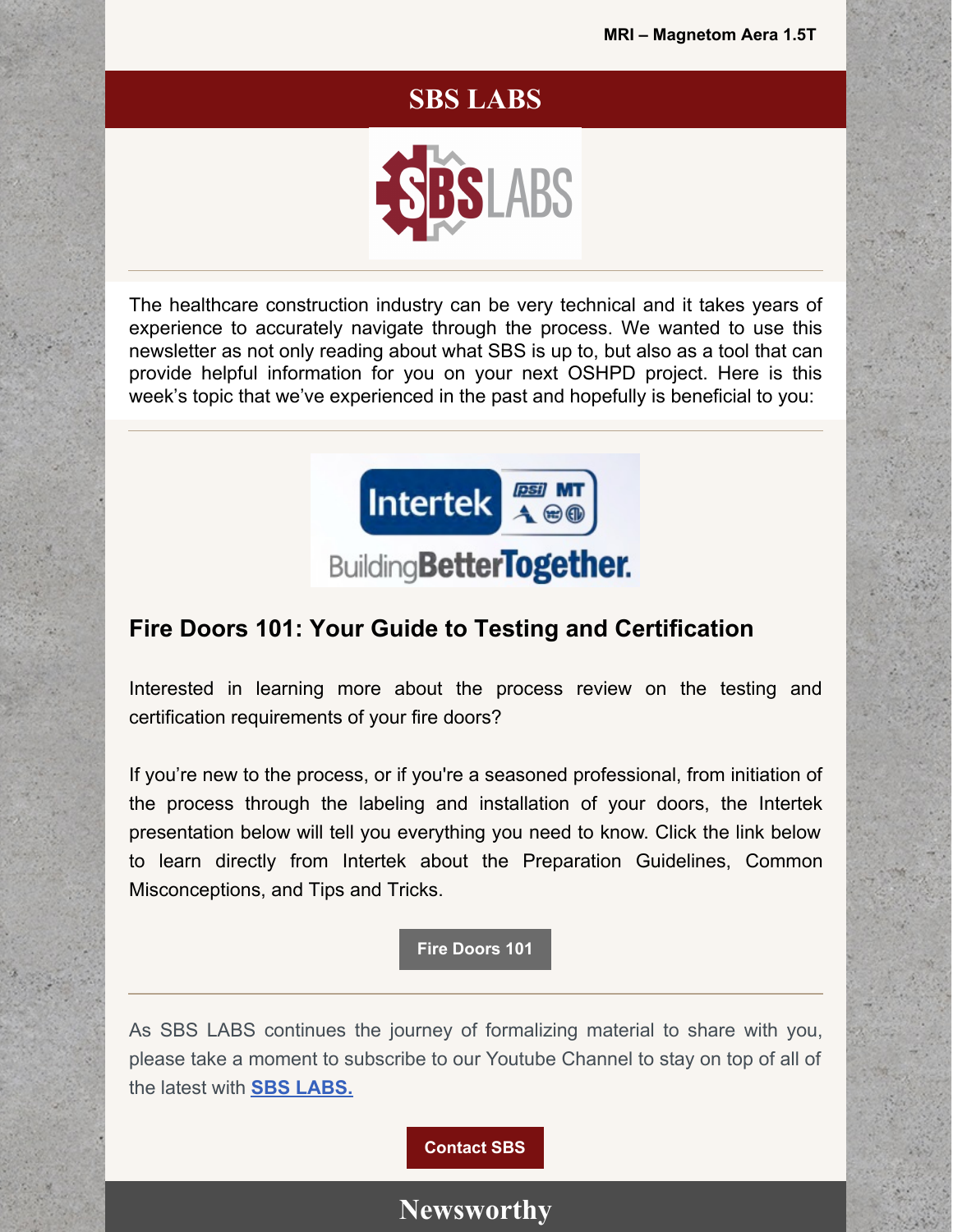MRI – Magnetom Aera 1.5T

# SBS LABS

The healthcare construction industry can be very technical and it takes years of experience to accurately navigate through the process. We wanted to use this newsletter as not only reading about what SBS is up to, but also as a tool that can provide helpful information for you on your next OSHPD project. Here is this week's topic that we've experienced in the past and hopefully is beneficial to you:

## Fire Doors 101: Your Guide to Testing and Certification

Interested in learning more about the process review on the testing and certification requirements of your fire doors?

If you're new to the process, or if you're a seasoned professional, from initiation of the process through the labeling and installation of your doors, the Intertek presentation below will tell you everything you need to know. Click the link below to learn directly from Intertek about the Preparation Guidelines, Common Misconceptions, and Tips and Tricks.

**Fire Doors 101**

As SBS LABS continues the journey of formalizing material to share with you, please take a moment to subscribe to our Youtube Channel to stay on top of all of the latest with **SBS LABS.**

**Contact SBS**

# Newsworthy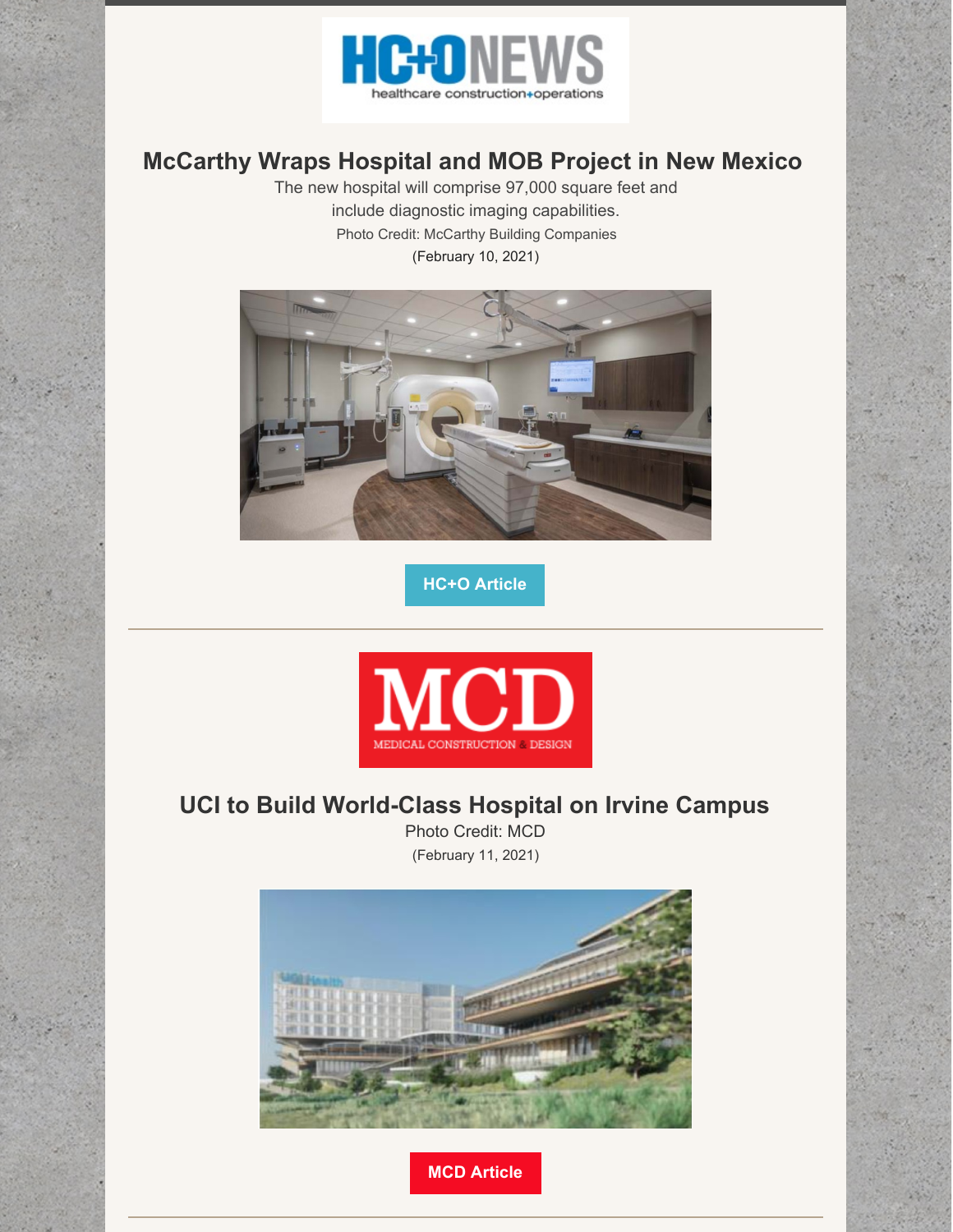HC+ONEWS
healthcare construction+operations

## McCarthy Wraps Hospital and MOB Project in New Mexico

The new hospital will comprise 97,000 square feet and include diagnostic imaging capabilities.

Photo Credit: McCarthy Building Companies

(February 10, 2021)

**HC+O Article**

---

MCD
MEDICAL CONSTRUCTION & DESIGN

## UCI to Build World-Class Hospital on Irvine Campus

Photo Credit: MCD

(February 11, 2021)

**MCD Article**

---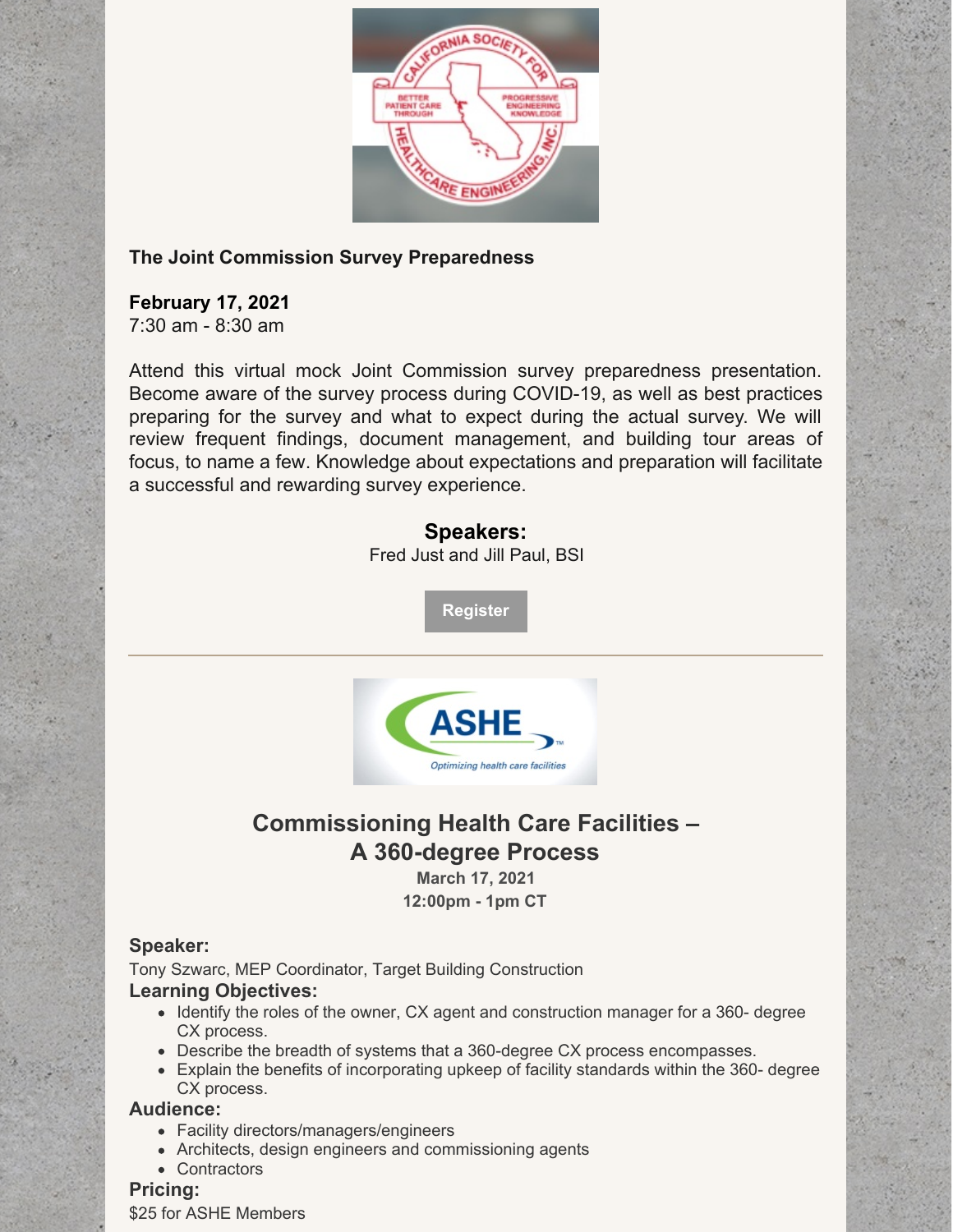**The Joint Commission Survey Preparedness**

**February 17, 2021**
7:30 am - 8:30 am

Attend this virtual mock Joint Commission survey preparedness presentation. Become aware of the survey process during COVID-19, as well as best practices preparing for the survey and what to expect during the actual survey. We will review frequent findings, document management, and building tour areas of focus, to name a few. Knowledge about expectations and preparation will facilitate a successful and rewarding survey experience.

**Speakers:**
Fred Just and Jill Paul, BSI

Register

---

## Commissioning Health Care Facilities – A 360-degree Process

**March 17, 2021**
**12:00pm - 1pm CT**

**Speaker:**
Tony Szwarc, MEP Coordinator, Target Building Construction

**Learning Objectives:**

- Identify the roles of the owner, CX agent and construction manager for a 360- degree CX process.
- Describe the breadth of systems that a 360-degree CX process encompasses.
- Explain the benefits of incorporating upkeep of facility standards within the 360- degree CX process.

**Audience:**

- Facility directors/managers/engineers
- Architects, design engineers and commissioning agents
- Contractors

**Pricing:**
$25 for ASHE Members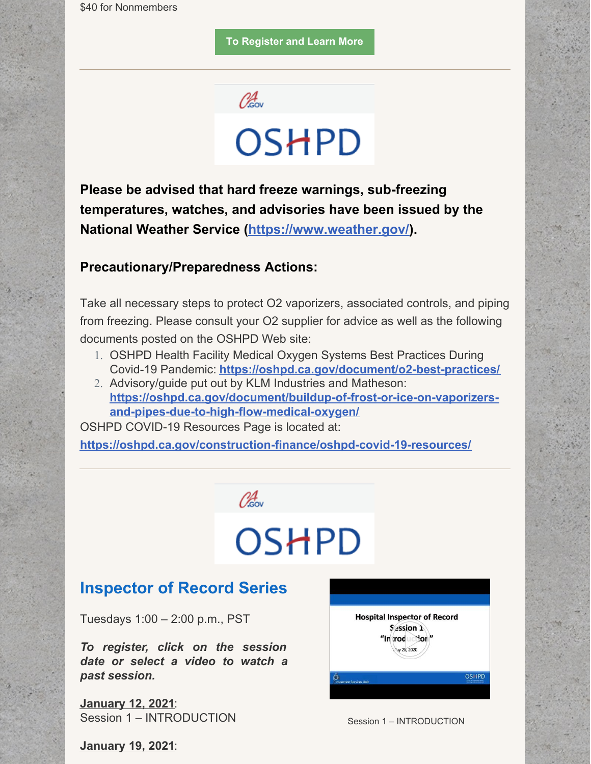$40 for Nonmembers

To Register and Learn More

**Please be advised that hard freeze warnings, sub-freezing temperatures, watches, and advisories have been issued by the National Weather Service (https://www.weather.gov/).**

**Precautionary/Preparedness Actions:**

Take all necessary steps to protect O2 vaporizers, associated controls, and piping from freezing. Please consult your O2 supplier for advice as well as the following documents posted on the OSHPD Web site:

1. OSHPD Health Facility Medical Oxygen Systems Best Practices During Covid-19 Pandemic: **https://oshpd.ca.gov/document/o2-best-practices/**
2. Advisory/guide put out by KLM Industries and Matheson: **https://oshpd.ca.gov/document/buildup-of-frost-or-ice-on-vaporizers-and-pipes-due-to-high-flow-medical-oxygen/**

OSHPD COVID-19 Resources Page is located at: **https://oshpd.ca.gov/construction-finance/oshpd-covid-19-resources/**

## Inspector of Record Series

Tuesdays 1:00 – 2:00 p.m., PST

***To register, click on the session date or select a video to watch a past session.***

**January 12, 2021**:
Session 1 – INTRODUCTION

Session 1 – INTRODUCTION

**January 19, 2021**: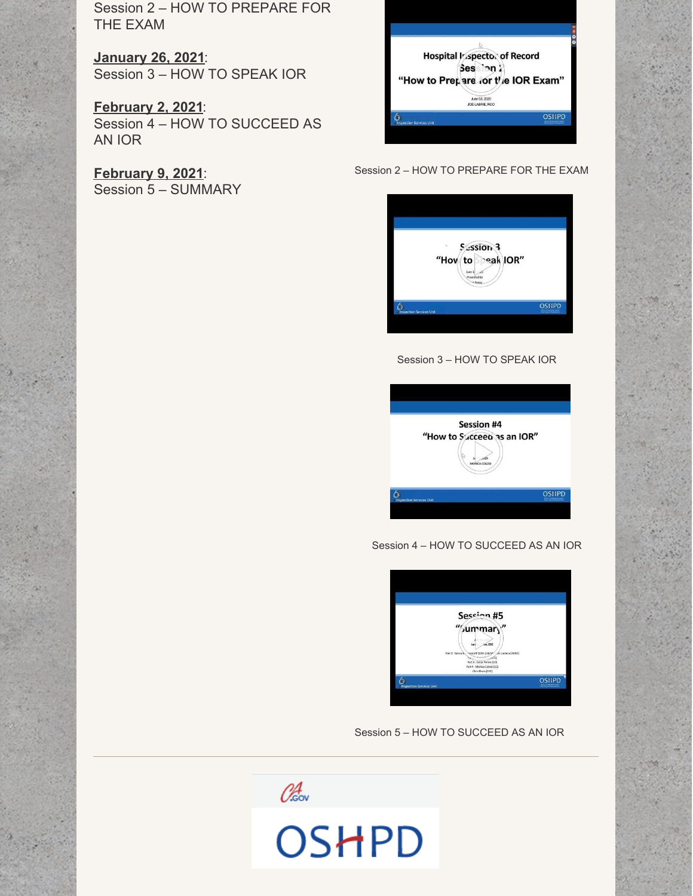Session 2 – HOW TO PREPARE FOR THE EXAM

**January 26, 2021**:
Session 3 – HOW TO SPEAK IOR

**February 2, 2021**:
Session 4 – HOW TO SUCCEED AS AN IOR

**February 9, 2021**:
Session 5 – SUMMARY

Session 2 – HOW TO PREPARE FOR THE EXAM

Session 3 – HOW TO SPEAK IOR

Session 4 – HOW TO SUCCEED AS AN IOR

Session 5 – HOW TO SUCCEED AS AN IOR

---

CA.GOV

OSHPD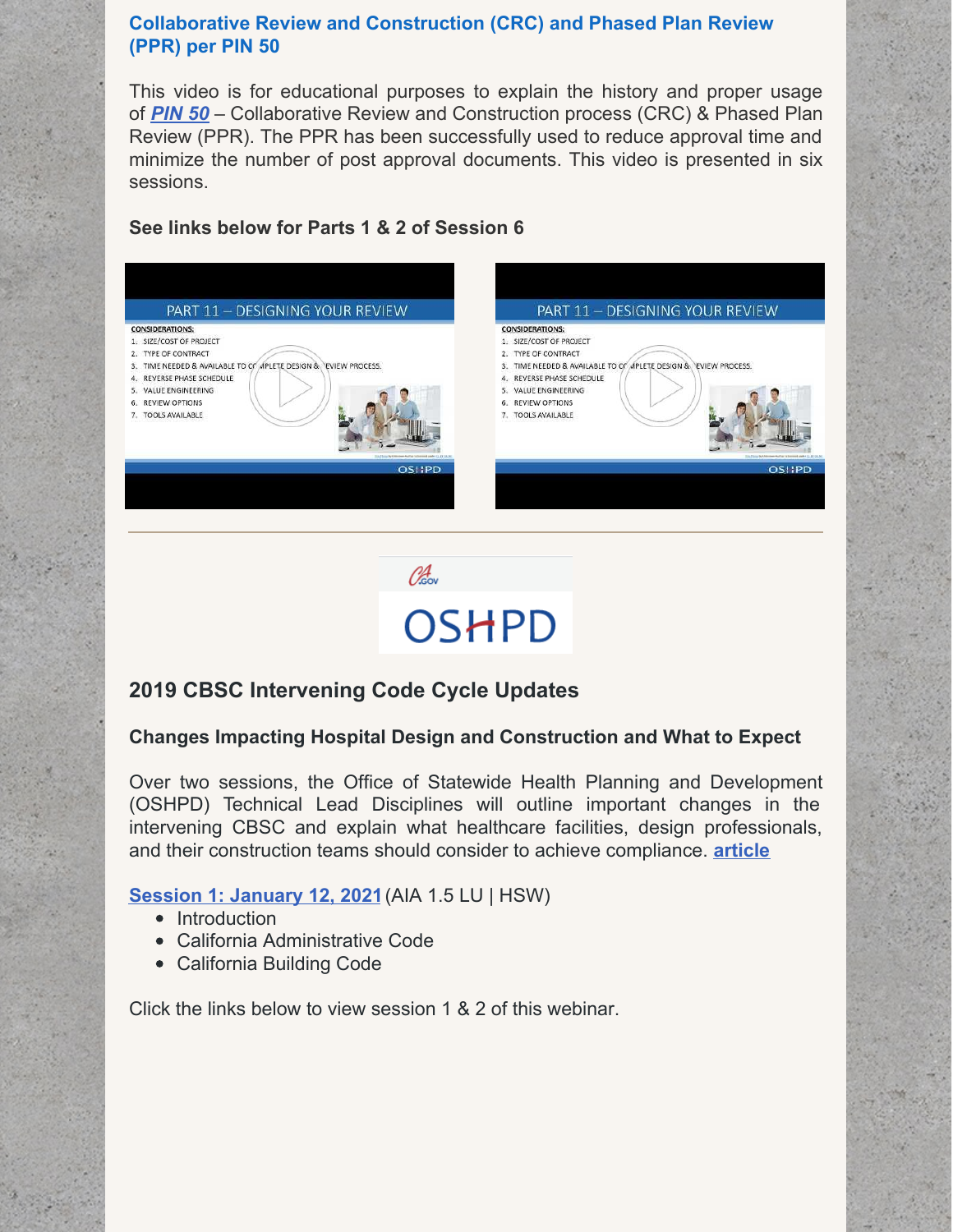### Collaborative Review and Construction (CRC) and Phased Plan Review (PPR) per PIN 50

This video is for educational purposes to explain the history and proper usage of ***PIN 50*** – Collaborative Review and Construction process (CRC) & Phased Plan Review (PPR). The PPR has been successfully used to reduce approval time and minimize the number of post approval documents. This video is presented in six sessions.

**See links below for Parts 1 & 2 of Session 6**

---

## 2019 CBSC Intervening Code Cycle Updates

### Changes Impacting Hospital Design and Construction and What to Expect

Over two sessions, the Office of Statewide Health Planning and Development (OSHPD) Technical Lead Disciplines will outline important changes in the intervening CBSC and explain what healthcare facilities, design professionals, and their construction teams should consider to achieve compliance. **article**

**Session 1: January 12, 2021** (AIA 1.5 LU | HSW)

- Introduction
- California Administrative Code
- California Building Code

Click the links below to view session 1 & 2 of this webinar.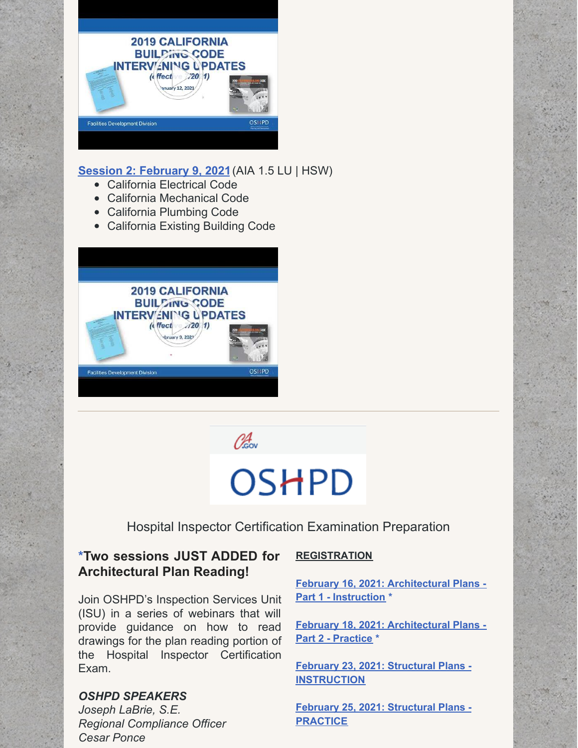**Session 2: February 9, 2021** (AIA 1.5 LU | HSW)

- California Electrical Code
- California Mechanical Code
- California Plumbing Code
- California Existing Building Code

---

Hospital Inspector Certification Examination Preparation

**\*Two sessions JUST ADDED for Architectural Plan Reading!**

Join OSHPD's Inspection Services Unit (ISU) in a series of webinars that will provide guidance on how to read drawings for the plan reading portion of the Hospital Inspector Certification Exam.

***OSHPD SPEAKERS***
*Joseph LaBrie, S.E.*
*Regional Compliance Officer*
*Cesar Ponce*

**REGISTRATION**

**February 16, 2021: Architectural Plans - Part 1 - Instruction** *

**February 18, 2021: Architectural Plans - Part 2 - Practice** *

**February 23, 2021: Structural Plans - INSTRUCTION**

**February 25, 2021: Structural Plans - PRACTICE**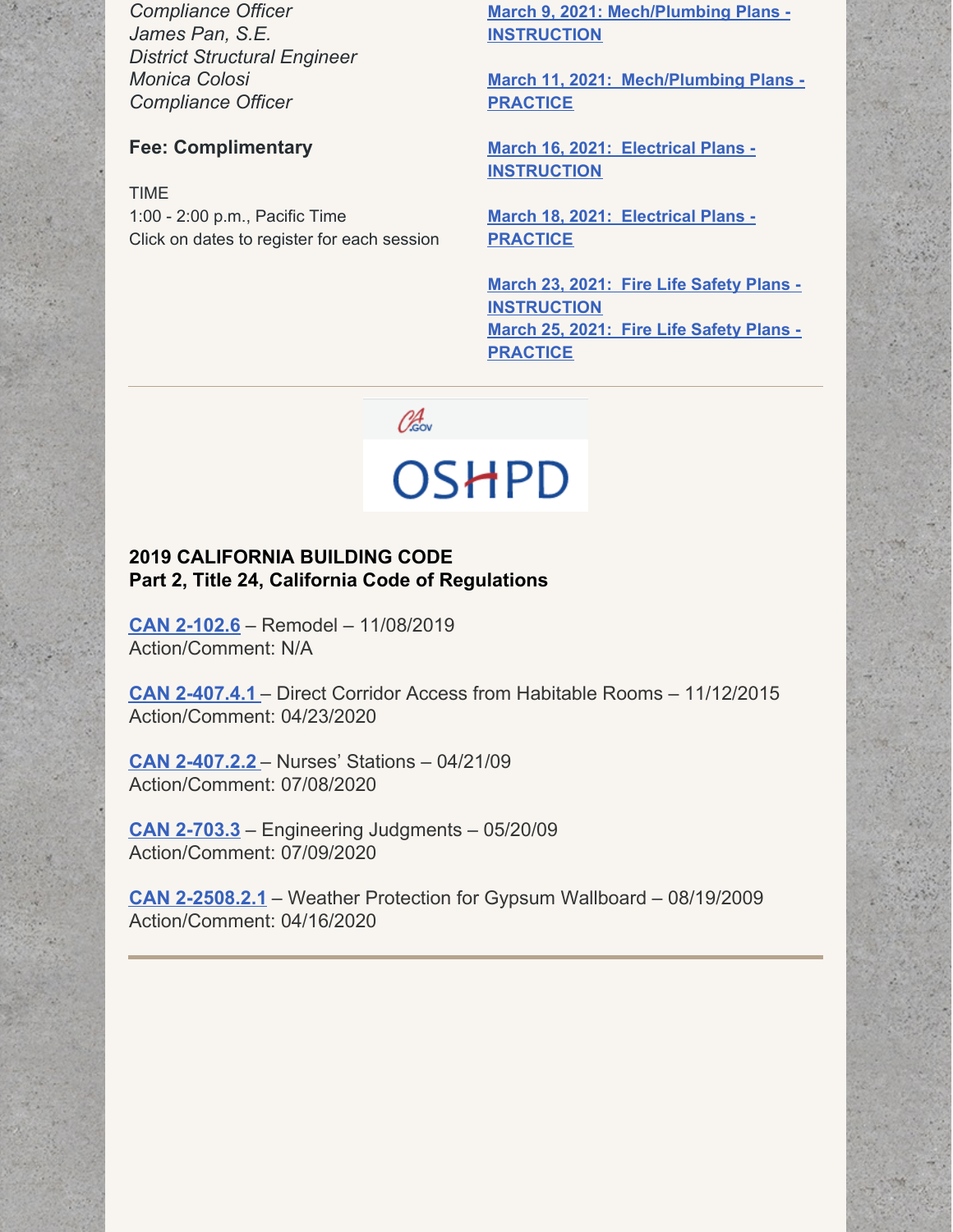*Compliance Officer*
*James Pan, S.E.*
*District Structural Engineer*
*Monica Colosi*
*Compliance Officer*

**Fee: Complimentary**

TIME
1:00 - 2:00 p.m., Pacific Time
Click on dates to register for each session

**March 9, 2021: Mech/Plumbing Plans - INSTRUCTION**

**March 11, 2021: Mech/Plumbing Plans - PRACTICE**

**March 16, 2021: Electrical Plans - INSTRUCTION**

**March 18, 2021: Electrical Plans - PRACTICE**

**March 23, 2021: Fire Life Safety Plans - INSTRUCTION**
**March 25, 2021: Fire Life Safety Plans - PRACTICE**

---

CA.GOV OSHPD

**2019 CALIFORNIA BUILDING CODE**
**Part 2, Title 24, California Code of Regulations**

**CAN 2-102.6** – Remodel – 11/08/2019
Action/Comment: N/A

**CAN 2-407.4.1** – Direct Corridor Access from Habitable Rooms – 11/12/2015
Action/Comment: 04/23/2020

**CAN 2-407.2.2** – Nurses' Stations – 04/21/09
Action/Comment: 07/08/2020

**CAN 2-703.3** – Engineering Judgments – 05/20/09
Action/Comment: 07/09/2020

**CAN 2-2508.2.1** – Weather Protection for Gypsum Wallboard – 08/19/2009
Action/Comment: 04/16/2020

---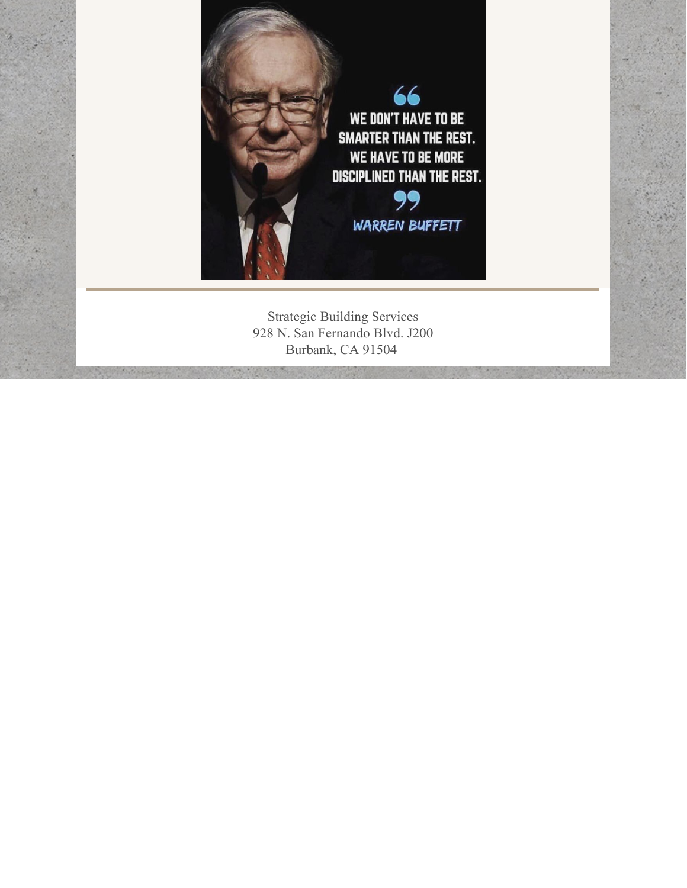“WE DON’T HAVE TO BE SMARTER THAN THE REST. WE HAVE TO BE MORE DISCIPLINED THAN THE REST.”

WARREN BUFFETT

---

Strategic Building Services
928 N. San Fernando Blvd. J200
Burbank, CA 91504